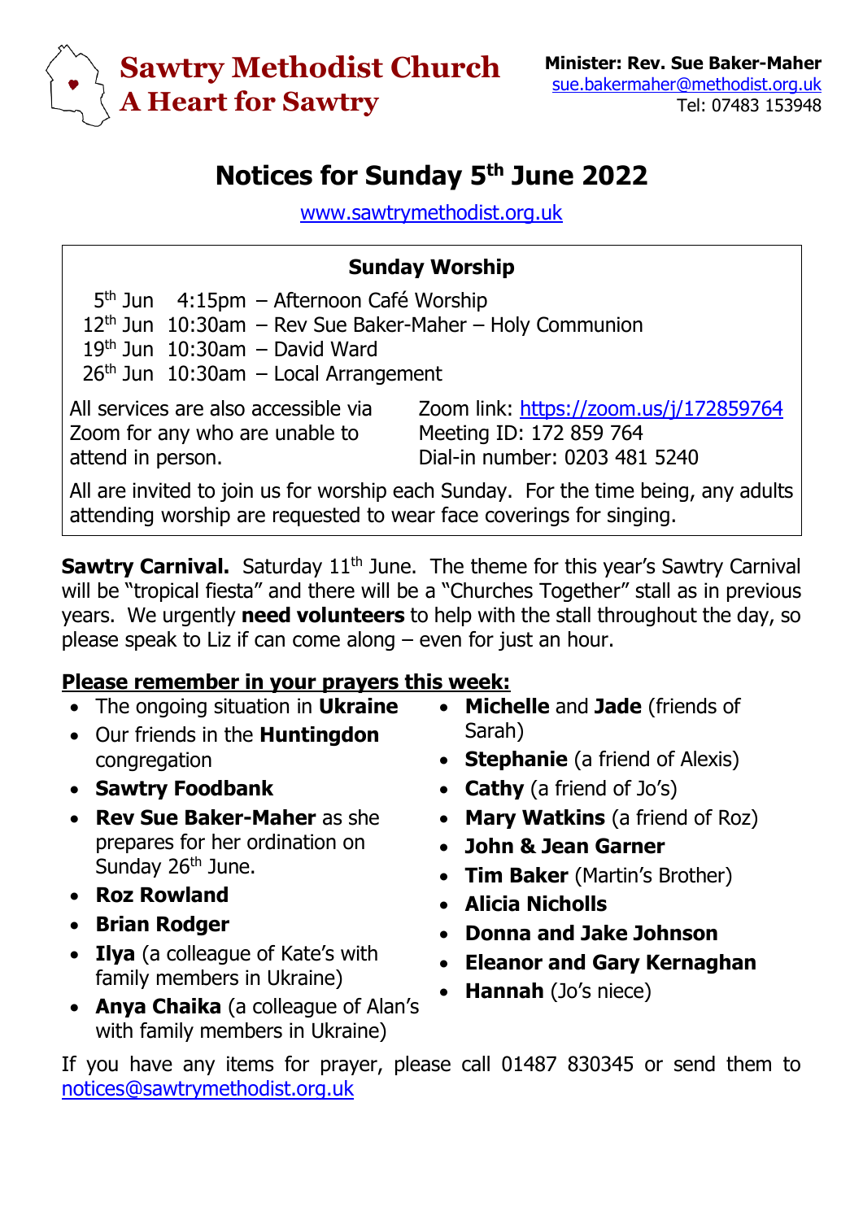# Sawtry Methodist Church
## A Heart for Sawtry

**Minister: Rev. Sue Baker-Maher**
sue.bakermaher@methodist.org.uk
Tel: 07483 153948

# Notices for Sunday 5th June 2022

www.sawtrymethodist.org.uk

## Sunday Worship

5th Jun 4:15pm – Afternoon Café Worship
12th Jun 10:30am – Rev Sue Baker-Maher – Holy Communion
19th Jun 10:30am – David Ward
26th Jun 10:30am – Local Arrangement

All services are also accessible via Zoom for any who are unable to attend in person.

Zoom link: https://zoom.us/j/172859764
Meeting ID: 172 859 764
Dial-in number: 0203 481 5240

All are invited to join us for worship each Sunday. For the time being, any adults attending worship are requested to wear face coverings for singing.

**Sawtry Carnival.** Saturday 11th June. The theme for this year's Sawtry Carnival will be "tropical fiesta" and there will be a "Churches Together" stall as in previous years. We urgently **need volunteers** to help with the stall throughout the day, so please speak to Liz if can come along – even for just an hour.

**Please remember in your prayers this week:**

- The ongoing situation in **Ukraine**
- Our friends in the **Huntingdon** congregation
- **Sawtry Foodbank**
- **Rev Sue Baker-Maher** as she prepares for her ordination on Sunday 26th June.
- **Roz Rowland**
- **Brian Rodger**
- **Ilya** (a colleague of Kate's with family members in Ukraine)
- **Anya Chaika** (a colleague of Alan's with family members in Ukraine)
- **Michelle** and **Jade** (friends of Sarah)
- **Stephanie** (a friend of Alexis)
- **Cathy** (a friend of Jo's)
- **Mary Watkins** (a friend of Roz)
- **John & Jean Garner**
- **Tim Baker** (Martin's Brother)
- **Alicia Nicholls**
- **Donna and Jake Johnson**
- **Eleanor and Gary Kernaghan**
- **Hannah** (Jo's niece)

If you have any items for prayer, please call 01487 830345 or send them to notices@sawtrymethodist.org.uk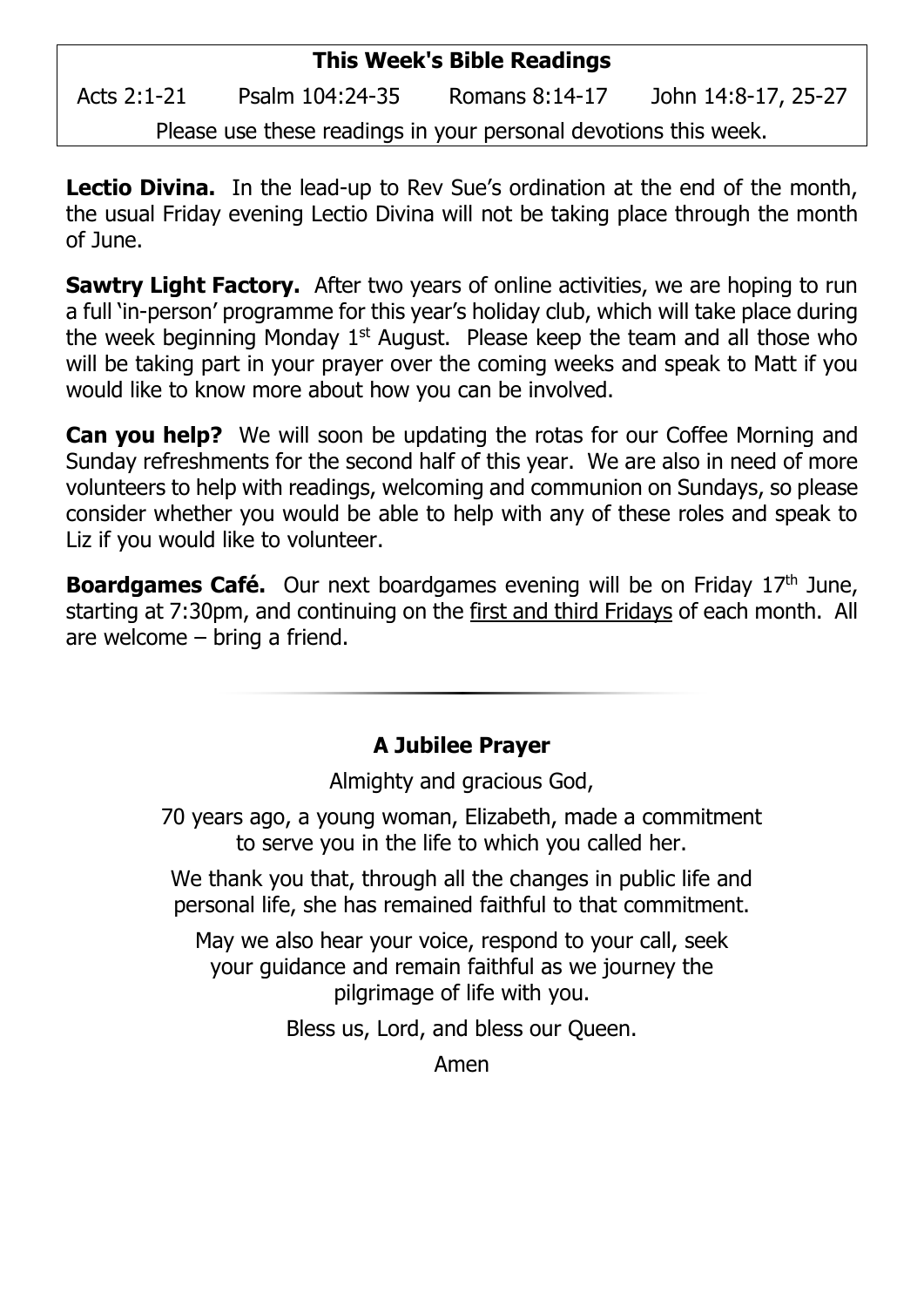**This Week's Bible Readings**

Acts 2:1-21 Psalm 104:24-35 Romans 8:14-17 John 14:8-17, 25-27

Please use these readings in your personal devotions this week.

**Lectio Divina.** In the lead-up to Rev Sue's ordination at the end of the month, the usual Friday evening Lectio Divina will not be taking place through the month of June.

**Sawtry Light Factory.** After two years of online activities, we are hoping to run a full 'in-person' programme for this year's holiday club, which will take place during the week beginning Monday 1st August. Please keep the team and all those who will be taking part in your prayer over the coming weeks and speak to Matt if you would like to know more about how you can be involved.

**Can you help?** We will soon be updating the rotas for our Coffee Morning and Sunday refreshments for the second half of this year. We are also in need of more volunteers to help with readings, welcoming and communion on Sundays, so please consider whether you would be able to help with any of these roles and speak to Liz if you would like to volunteer.

**Boardgames Café.** Our next boardgames evening will be on Friday 17th June, starting at 7:30pm, and continuing on the first and third Fridays of each month. All are welcome – bring a friend.

---

### A Jubilee Prayer

Almighty and gracious God,

70 years ago, a young woman, Elizabeth, made a commitment to serve you in the life to which you called her.

We thank you that, through all the changes in public life and personal life, she has remained faithful to that commitment.

May we also hear your voice, respond to your call, seek your guidance and remain faithful as we journey the pilgrimage of life with you.

Bless us, Lord, and bless our Queen.

Amen